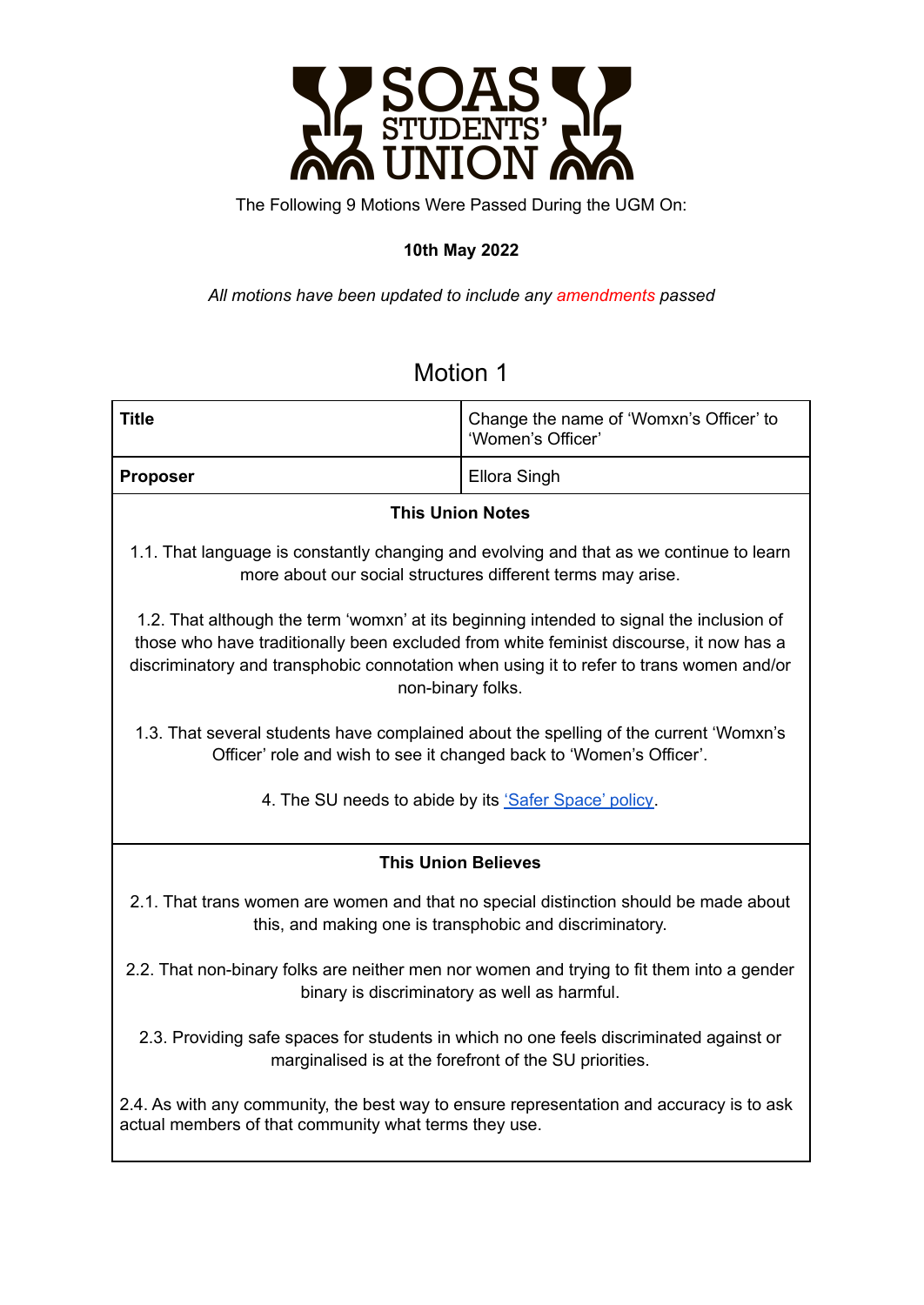SOAS STUDENTS' UNION

The Following 9 Motions Were Passed During the UGM On:

**10th May 2022**

*All motions have been updated to include any amendments passed*

## Motion 1

| **Title** | Change the name of 'Womxn's Officer' to 'Women's Officer' |
|---|---|
| **Proposer** | Ellora Singh |

**This Union Notes**

1.1. That language is constantly changing and evolving and that as we continue to learn more about our social structures different terms may arise.

1.2. That although the term 'womxn' at its beginning intended to signal the inclusion of those who have traditionally been excluded from white feminist discourse, it now has a discriminatory and transphobic connotation when using it to refer to trans women and/or non-binary folks.

1.3. That several students have complained about the spelling of the current 'Womxn's Officer' role and wish to see it changed back to 'Women's Officer'.

4. The SU needs to abide by its 'Safer Space' policy.

**This Union Believes**

2.1. That trans women are women and that no special distinction should be made about this, and making one is transphobic and discriminatory.

2.2. That non-binary folks are neither men nor women and trying to fit them into a gender binary is discriminatory as well as harmful.

2.3. Providing safe spaces for students in which no one feels discriminated against or marginalised is at the forefront of the SU priorities.

2.4. As with any community, the best way to ensure representation and accuracy is to ask actual members of that community what terms they use.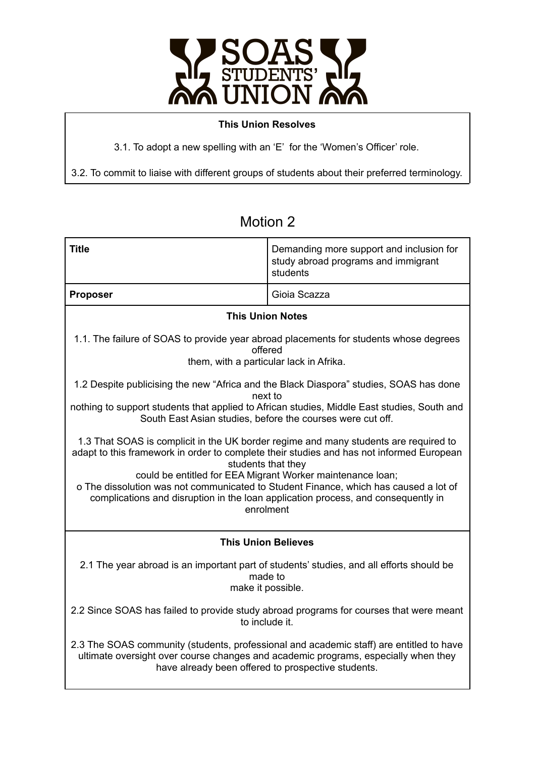**This Union Resolves**

3.1. To adopt a new spelling with an 'E' for the 'Women's Officer' role.

3.2. To commit to liaise with different groups of students about their preferred terminology.

## Motion 2

| **Title** | Demanding more support and inclusion for study abroad programs and immigrant students |
|---|---|
| **Proposer** | Gioia Scazza |

**This Union Notes**

1.1. The failure of SOAS to provide year abroad placements for students whose degrees offered them, with a particular lack in Afrika.

1.2 Despite publicising the new "Africa and the Black Diaspora" studies, SOAS has done next to nothing to support students that applied to African studies, Middle East studies, South and South East Asian studies, before the courses were cut off.

1.3 That SOAS is complicit in the UK border regime and many students are required to adapt to this framework in order to complete their studies and has not informed European students that they could be entitled for EEA Migrant Worker maintenance loan;

o The dissolution was not communicated to Student Finance, which has caused a lot of complications and disruption in the loan application process, and consequently in enrolment

**This Union Believes**

2.1 The year abroad is an important part of students' studies, and all efforts should be made to make it possible.

2.2 Since SOAS has failed to provide study abroad programs for courses that were meant to include it.

2.3 The SOAS community (students, professional and academic staff) are entitled to have ultimate oversight over course changes and academic programs, especially when they have already been offered to prospective students.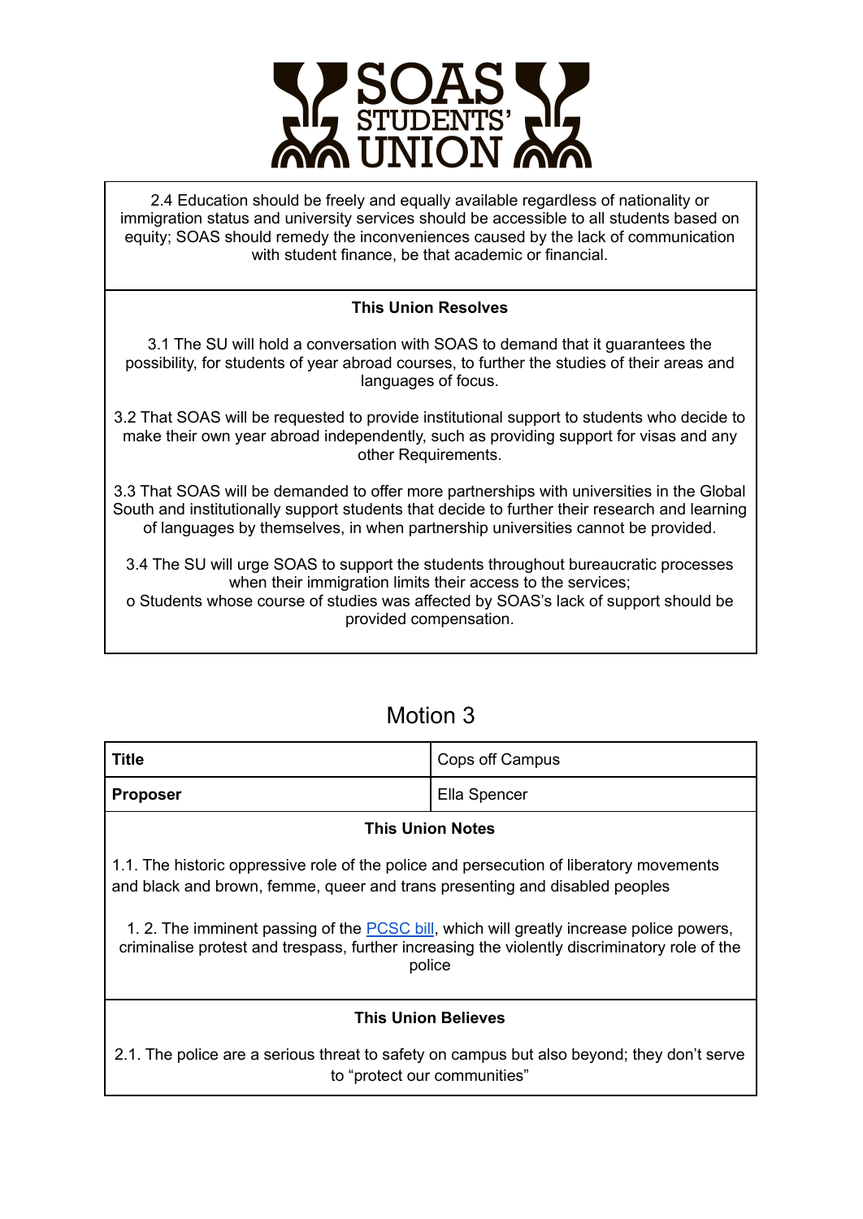2.4 Education should be freely and equally available regardless of nationality or immigration status and university services should be accessible to all students based on equity; SOAS should remedy the inconveniences caused by the lack of communication with student finance, be that academic or financial.

**This Union Resolves**

3.1 The SU will hold a conversation with SOAS to demand that it guarantees the possibility, for students of year abroad courses, to further the studies of their areas and languages of focus.

3.2 That SOAS will be requested to provide institutional support to students who decide to make their own year abroad independently, such as providing support for visas and any other Requirements.

3.3 That SOAS will be demanded to offer more partnerships with universities in the Global South and institutionally support students that decide to further their research and learning of languages by themselves, in when partnership universities cannot be provided.

3.4 The SU will urge SOAS to support the students throughout bureaucratic processes when their immigration limits their access to the services;
o Students whose course of studies was affected by SOAS's lack of support should be provided compensation.

## Motion 3

| **Title** | Cops off Campus |
|---|---|
| **Proposer** | Ella Spencer |

**This Union Notes**

1.1. The historic oppressive role of the police and persecution of liberatory movements and black and brown, femme, queer and trans presenting and disabled peoples

1. 2. The imminent passing of the PCSC bill, which will greatly increase police powers, criminalise protest and trespass, further increasing the violently discriminatory role of the police

**This Union Believes**

2.1. The police are a serious threat to safety on campus but also beyond; they don't serve to "protect our communities"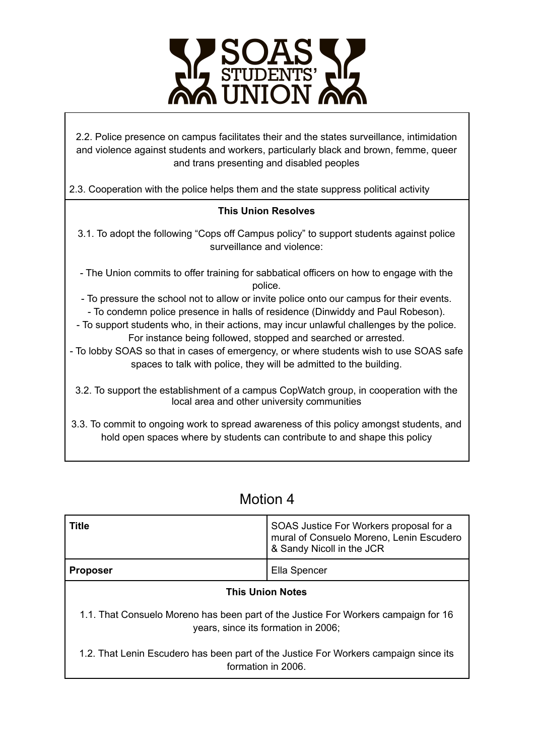2.2. Police presence on campus facilitates their and the states surveillance, intimidation and violence against students and workers, particularly black and brown, femme, queer and trans presenting and disabled peoples

2.3. Cooperation with the police helps them and the state suppress political activity

**This Union Resolves**

3.1. To adopt the following “Cops off Campus policy” to support students against police surveillance and violence:

- The Union commits to offer training for sabbatical officers on how to engage with the police.
- To pressure the school not to allow or invite police onto our campus for their events.
- To condemn police presence in halls of residence (Dinwiddy and Paul Robeson).
- To support students who, in their actions, may incur unlawful challenges by the police. For instance being followed, stopped and searched or arrested.
- To lobby SOAS so that in cases of emergency, or where students wish to use SOAS safe spaces to talk with police, they will be admitted to the building.

3.2. To support the establishment of a campus CopWatch group, in cooperation with the local area and other university communities

3.3. To commit to ongoing work to spread awareness of this policy amongst students, and hold open spaces where by students can contribute to and shape this policy

## Motion 4

| **Title** | SOAS Justice For Workers proposal for a mural of Consuelo Moreno, Lenin Escudero & Sandy Nicoll in the JCR |
|---|---|
| **Proposer** | Ella Spencer |

**This Union Notes**

1.1. That Consuelo Moreno has been part of the Justice For Workers campaign for 16 years, since its formation in 2006;

1.2. That Lenin Escudero has been part of the Justice For Workers campaign since its formation in 2006.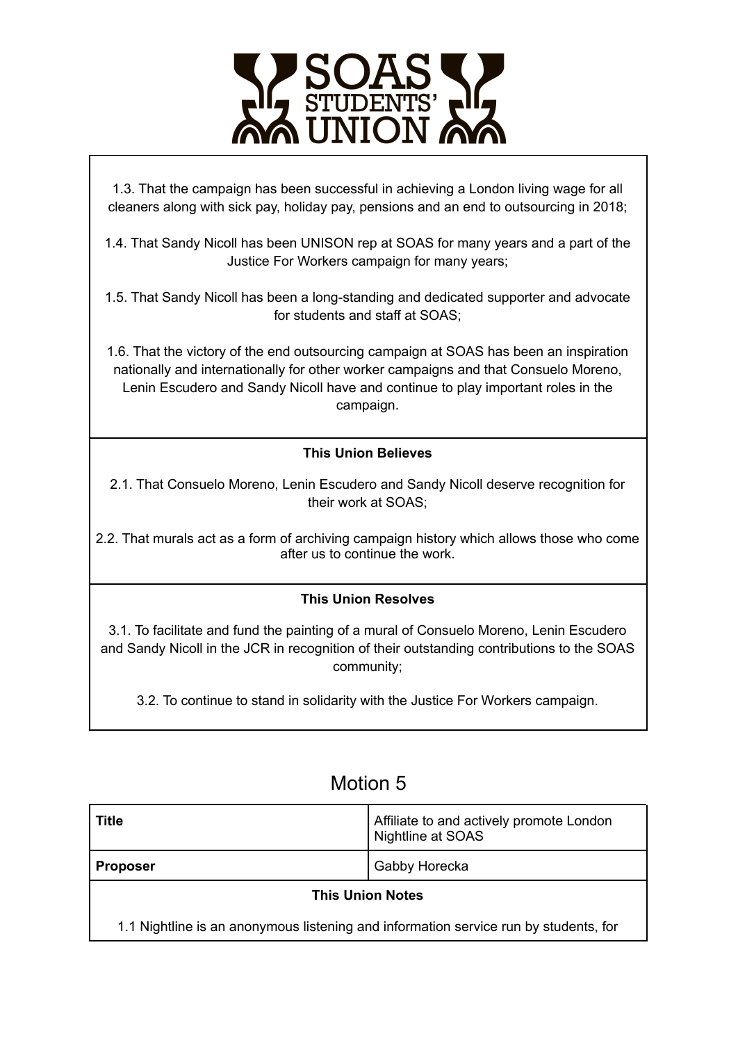1.3. That the campaign has been successful in achieving a London living wage for all cleaners along with sick pay, holiday pay, pensions and an end to outsourcing in 2018;

1.4. That Sandy Nicoll has been UNISON rep at SOAS for many years and a part of the Justice For Workers campaign for many years;

1.5. That Sandy Nicoll has been a long-standing and dedicated supporter and advocate for students and staff at SOAS;

1.6. That the victory of the end outsourcing campaign at SOAS has been an inspiration nationally and internationally for other worker campaigns and that Consuelo Moreno, Lenin Escudero and Sandy Nicoll have and continue to play important roles in the campaign.

**This Union Believes**

2.1. That Consuelo Moreno, Lenin Escudero and Sandy Nicoll deserve recognition for their work at SOAS;

2.2. That murals act as a form of archiving campaign history which allows those who come after us to continue the work.

**This Union Resolves**

3.1. To facilitate and fund the painting of a mural of Consuelo Moreno, Lenin Escudero and Sandy Nicoll in the JCR in recognition of their outstanding contributions to the SOAS community;

3.2. To continue to stand in solidarity with the Justice For Workers campaign.

## Motion 5

| **Title** | Affiliate to and actively promote London Nightline at SOAS |
|---|---|
| **Proposer** | Gabby Horecka |

**This Union Notes**

1.1 Nightline is an anonymous listening and information service run by students, for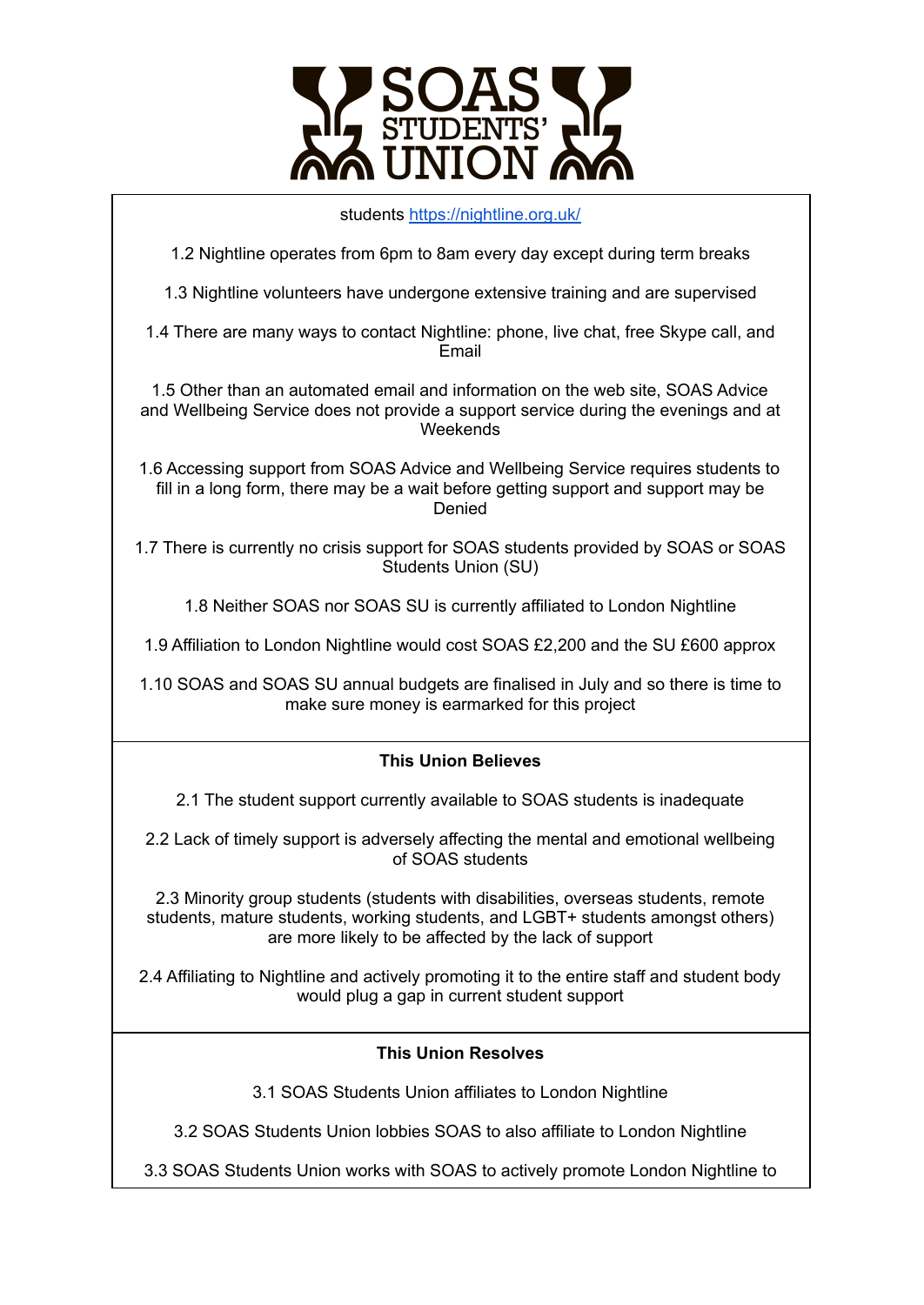students [https://nightline.org.uk/](https://nightline.org.uk/)

1.2 Nightline operates from 6pm to 8am every day except during term breaks

1.3 Nightline volunteers have undergone extensive training and are supervised

1.4 There are many ways to contact Nightline: phone, live chat, free Skype call, and Email

1.5 Other than an automated email and information on the web site, SOAS Advice and Wellbeing Service does not provide a support service during the evenings and at Weekends

1.6 Accessing support from SOAS Advice and Wellbeing Service requires students to fill in a long form, there may be a wait before getting support and support may be Denied

1.7 There is currently no crisis support for SOAS students provided by SOAS or SOAS Students Union (SU)

1.8 Neither SOAS nor SOAS SU is currently affiliated to London Nightline

1.9 Affiliation to London Nightline would cost SOAS £2,200 and the SU £600 approx

1.10 SOAS and SOAS SU annual budgets are finalised in July and so there is time to make sure money is earmarked for this project

**This Union Believes**

2.1 The student support currently available to SOAS students is inadequate

2.2 Lack of timely support is adversely affecting the mental and emotional wellbeing of SOAS students

2.3 Minority group students (students with disabilities, overseas students, remote students, mature students, working students, and LGBT+ students amongst others) are more likely to be affected by the lack of support

2.4 Affiliating to Nightline and actively promoting it to the entire staff and student body would plug a gap in current student support

**This Union Resolves**

3.1 SOAS Students Union affiliates to London Nightline

3.2 SOAS Students Union lobbies SOAS to also affiliate to London Nightline

3.3 SOAS Students Union works with SOAS to actively promote London Nightline to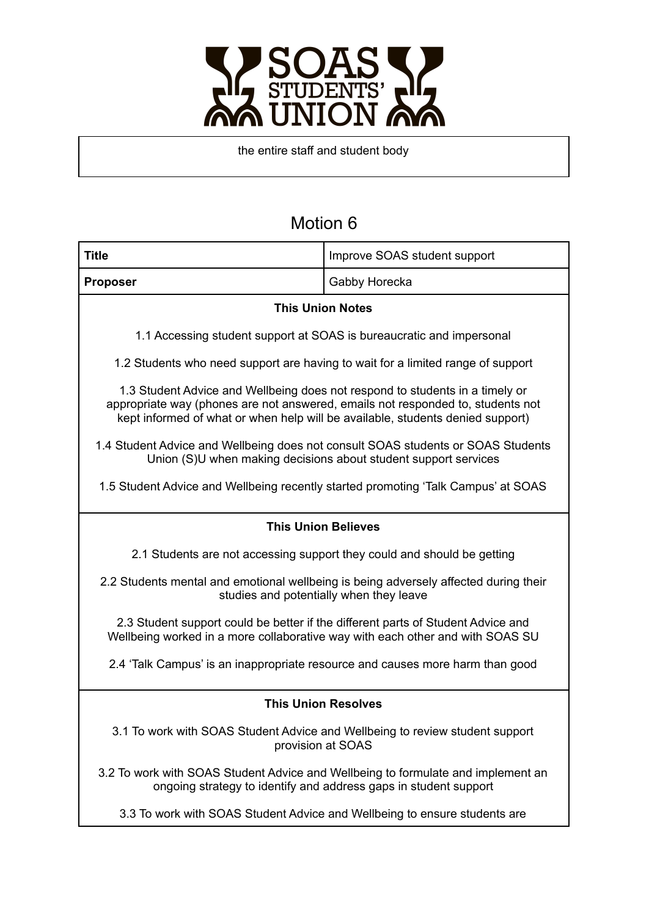the entire staff and student body

## Motion 6

| Title | Improve SOAS student support |
| --- | --- |
| **Proposer** | Gabby Horecka |

**This Union Notes**

1.1 Accessing student support at SOAS is bureaucratic and impersonal

1.2 Students who need support are having to wait for a limited range of support

1.3 Student Advice and Wellbeing does not respond to students in a timely or appropriate way (phones are not answered, emails not responded to, students not kept informed of what or when help will be available, students denied support)

1.4 Student Advice and Wellbeing does not consult SOAS students or SOAS Students Union (S)U when making decisions about student support services

1.5 Student Advice and Wellbeing recently started promoting 'Talk Campus' at SOAS

**This Union Believes**

2.1 Students are not accessing support they could and should be getting

2.2 Students mental and emotional wellbeing is being adversely affected during their studies and potentially when they leave

2.3 Student support could be better if the different parts of Student Advice and Wellbeing worked in a more collaborative way with each other and with SOAS SU

2.4 'Talk Campus' is an inappropriate resource and causes more harm than good

**This Union Resolves**

3.1 To work with SOAS Student Advice and Wellbeing to review student support provision at SOAS

3.2 To work with SOAS Student Advice and Wellbeing to formulate and implement an ongoing strategy to identify and address gaps in student support

3.3 To work with SOAS Student Advice and Wellbeing to ensure students are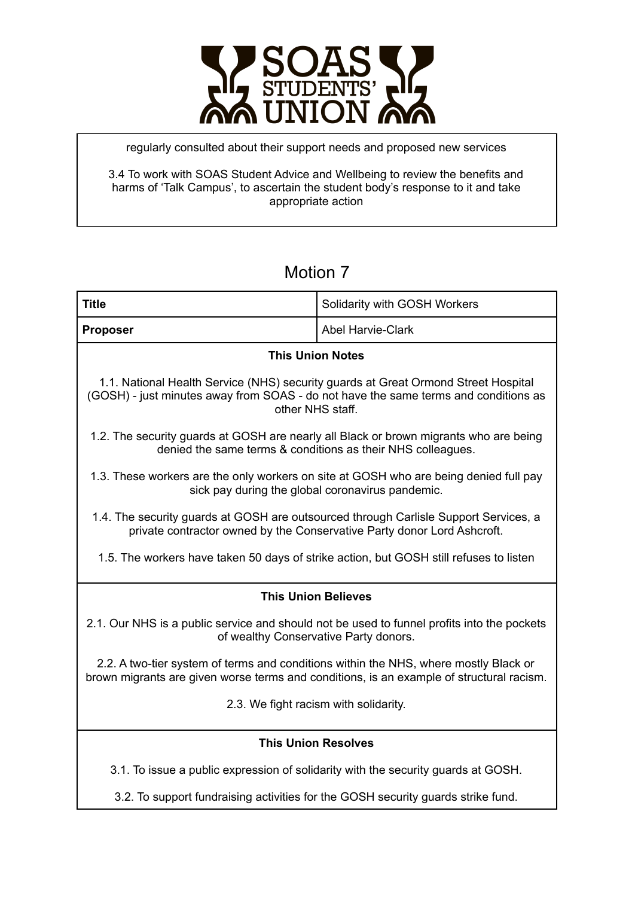regularly consulted about their support needs and proposed new services

3.4 To work with SOAS Student Advice and Wellbeing to review the benefits and harms of 'Talk Campus', to ascertain the student body's response to it and take appropriate action

## Motion 7

| **Title** | Solidarity with GOSH Workers |
| --- | --- |
| **Proposer** | Abel Harvie-Clark |

**This Union Notes**

1.1. National Health Service (NHS) security guards at Great Ormond Street Hospital (GOSH) - just minutes away from SOAS - do not have the same terms and conditions as other NHS staff.

1.2. The security guards at GOSH are nearly all Black or brown migrants who are being denied the same terms & conditions as their NHS colleagues.

1.3. These workers are the only workers on site at GOSH who are being denied full pay sick pay during the global coronavirus pandemic.

1.4. The security guards at GOSH are outsourced through Carlisle Support Services, a private contractor owned by the Conservative Party donor Lord Ashcroft.

1.5. The workers have taken 50 days of strike action, but GOSH still refuses to listen

**This Union Believes**

2.1. Our NHS is a public service and should not be used to funnel profits into the pockets of wealthy Conservative Party donors.

2.2. A two-tier system of terms and conditions within the NHS, where mostly Black or brown migrants are given worse terms and conditions, is an example of structural racism.

2.3. We fight racism with solidarity.

**This Union Resolves**

3.1. To issue a public expression of solidarity with the security guards at GOSH.

3.2. To support fundraising activities for the GOSH security guards strike fund.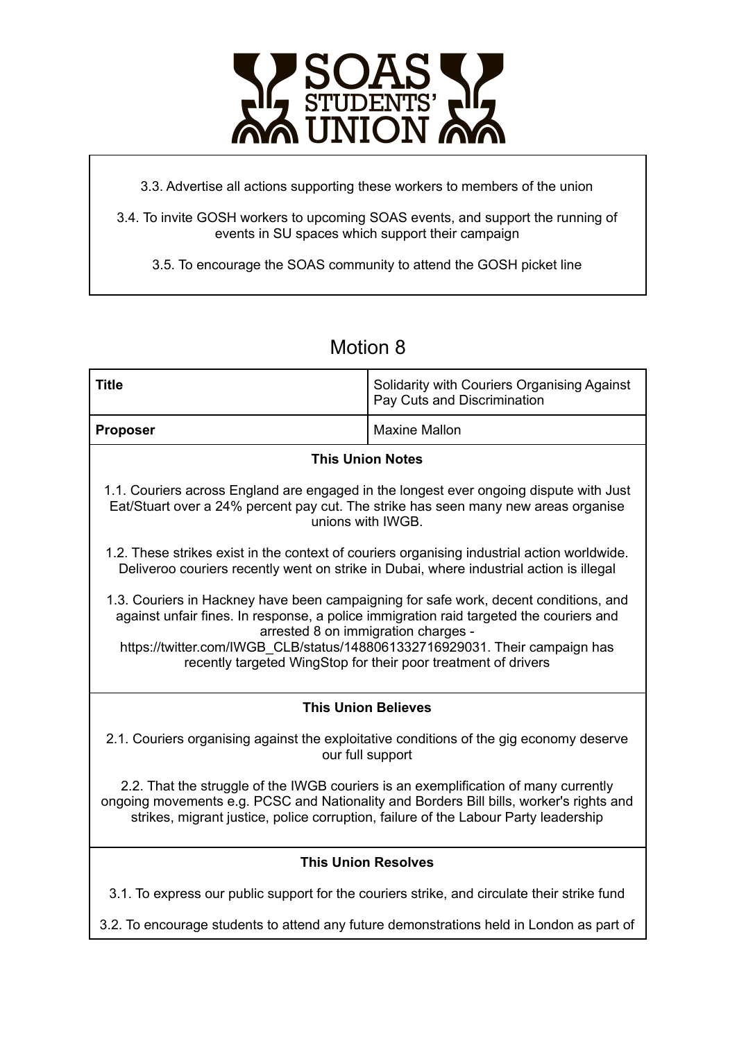3.3. Advertise all actions supporting these workers to members of the union

3.4. To invite GOSH workers to upcoming SOAS events, and support the running of events in SU spaces which support their campaign

3.5. To encourage the SOAS community to attend the GOSH picket line

## Motion 8

| **Title** | Solidarity with Couriers Organising Against Pay Cuts and Discrimination |
|---|---|
| **Proposer** | Maxine Mallon |

**This Union Notes**

1.1. Couriers across England are engaged in the longest ever ongoing dispute with Just Eat/Stuart over a 24% percent pay cut. The strike has seen many new areas organise unions with IWGB.

1.2. These strikes exist in the context of couriers organising industrial action worldwide. Deliveroo couriers recently went on strike in Dubai, where industrial action is illegal

1.3. Couriers in Hackney have been campaigning for safe work, decent conditions, and against unfair fines. In response, a police immigration raid targeted the couriers and arrested 8 on immigration charges - https://twitter.com/IWGB_CLB/status/1488061332716929031. Their campaign has recently targeted WingStop for their poor treatment of drivers

**This Union Believes**

2.1. Couriers organising against the exploitative conditions of the gig economy deserve our full support

2.2. That the struggle of the IWGB couriers is an exemplification of many currently ongoing movements e.g. PCSC and Nationality and Borders Bill bills, worker's rights and strikes, migrant justice, police corruption, failure of the Labour Party leadership

**This Union Resolves**

3.1. To express our public support for the couriers strike, and circulate their strike fund

3.2. To encourage students to attend any future demonstrations held in London as part of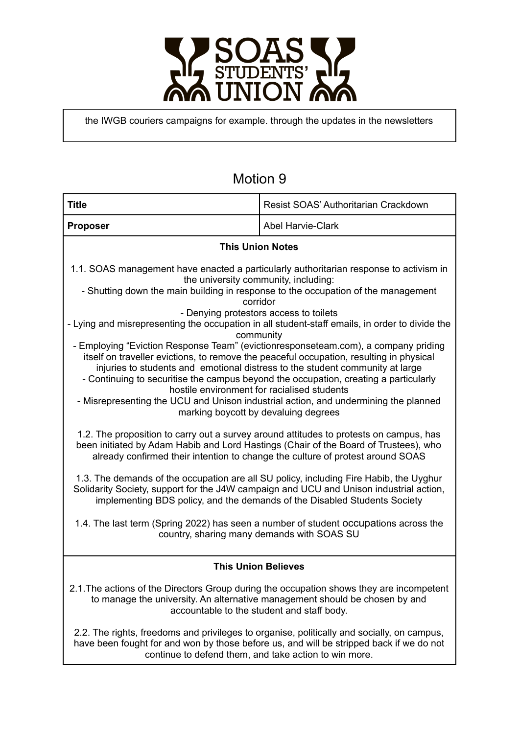the IWGB couriers campaigns for example. through the updates in the newsletters

## Motion 9

| **Title** | Resist SOAS' Authoritarian Crackdown |
|---|---|
| **Proposer** | Abel Harvie-Clark |

**This Union Notes**

1.1. SOAS management have enacted a particularly authoritarian response to activism in the university community, including:
- Shutting down the main building in response to the occupation of the management corridor
- Denying protestors access to toilets
- Lying and misrepresenting the occupation in all student-staff emails, in order to divide the community
- Employing "Eviction Response Team" (evictionresponseteam.com), a company priding itself on traveller evictions, to remove the peaceful occupation, resulting in physical injuries to students and emotional distress to the student community at large
- Continuing to securitise the campus beyond the occupation, creating a particularly hostile environment for racialised students
- Misrepresenting the UCU and Unison industrial action, and undermining the planned marking boycott by devaluing degrees

1.2. The proposition to carry out a survey around attitudes to protests on campus, has been initiated by Adam Habib and Lord Hastings (Chair of the Board of Trustees), who already confirmed their intention to change the culture of protest around SOAS

1.3. The demands of the occupation are all SU policy, including Fire Habib, the Uyghur Solidarity Society, support for the J4W campaign and UCU and Unison industrial action, implementing BDS policy, and the demands of the Disabled Students Society

1.4. The last term (Spring 2022) has seen a number of student occupations across the country, sharing many demands with SOAS SU

**This Union Believes**

2.1.The actions of the Directors Group during the occupation shows they are incompetent to manage the university. An alternative management should be chosen by and accountable to the student and staff body.

2.2. The rights, freedoms and privileges to organise, politically and socially, on campus, have been fought for and won by those before us, and will be stripped back if we do not continue to defend them, and take action to win more.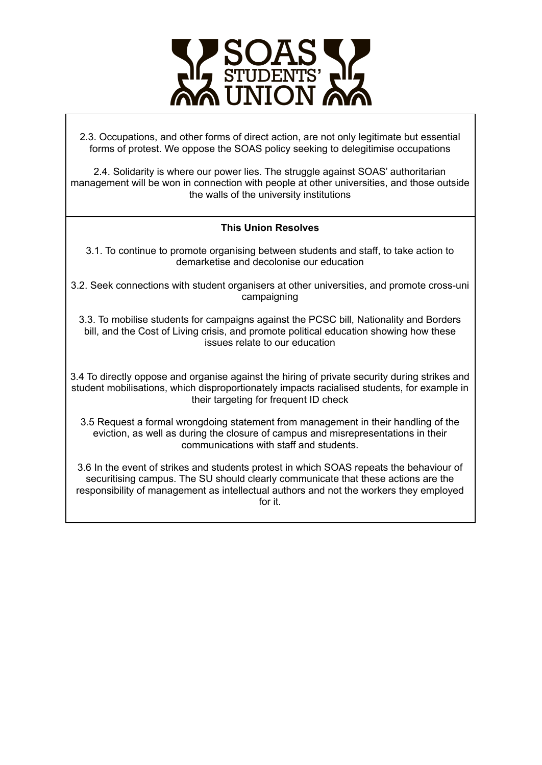2.3. Occupations, and other forms of direct action, are not only legitimate but essential forms of protest. We oppose the SOAS policy seeking to delegitimise occupations

2.4. Solidarity is where our power lies. The struggle against SOAS' authoritarian management will be won in connection with people at other universities, and those outside the walls of the university institutions

**This Union Resolves**

3.1. To continue to promote organising between students and staff, to take action to demarketise and decolonise our education

3.2. Seek connections with student organisers at other universities, and promote cross-uni campaigning

3.3. To mobilise students for campaigns against the PCSC bill, Nationality and Borders bill, and the Cost of Living crisis, and promote political education showing how these issues relate to our education

3.4 To directly oppose and organise against the hiring of private security during strikes and student mobilisations, which disproportionately impacts racialised students, for example in their targeting for frequent ID check

3.5 Request a formal wrongdoing statement from management in their handling of the eviction, as well as during the closure of campus and misrepresentations in their communications with staff and students.

3.6 In the event of strikes and students protest in which SOAS repeats the behaviour of securitising campus. The SU should clearly communicate that these actions are the responsibility of management as intellectual authors and not the workers they employed for it.